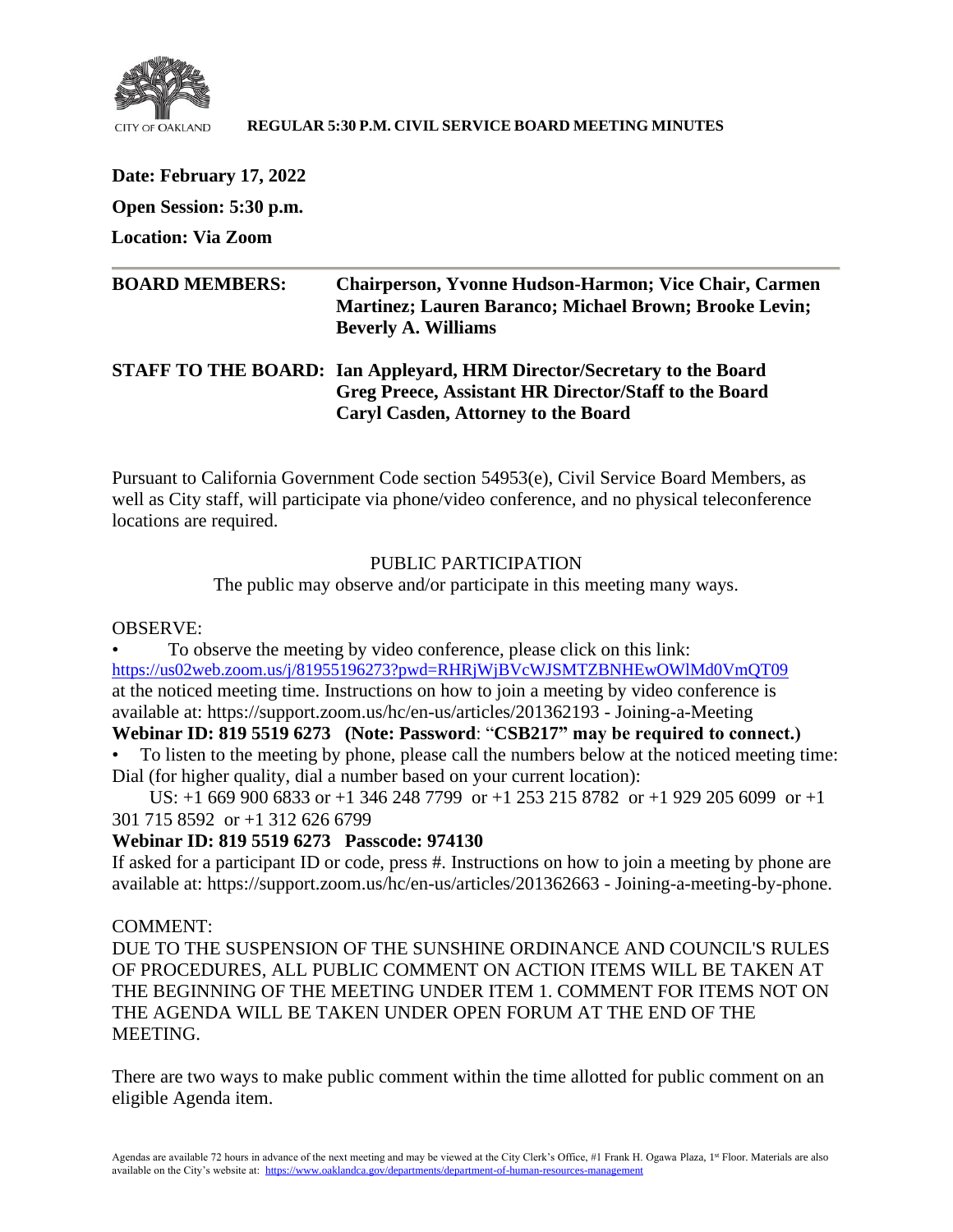CITY OF OAKLAND

**REGULAR 5:30 P.M. CIVIL SERVICE BOARD MEETING MINUTES**

**Date: February 17, 2022**

**Open Session: 5:30 p.m.**

**Location: Via Zoom**

---

**BOARD MEMBERS:** **Chairperson, Yvonne Hudson-Harmon; Vice Chair, Carmen Martinez; Lauren Baranco; Michael Brown; Brooke Levin; Beverly A. Williams**

**STAFF TO THE BOARD:** **Ian Appleyard, HRM Director/Secretary to the Board**
**Greg Preece, Assistant HR Director/Staff to the Board**
**Caryl Casden, Attorney to the Board**

Pursuant to California Government Code section 54953(e), Civil Service Board Members, as well as City staff, will participate via phone/video conference, and no physical teleconference locations are required.

PUBLIC PARTICIPATION

The public may observe and/or participate in this meeting many ways.

OBSERVE:

- To observe the meeting by video conference, please click on this link: https://us02web.zoom.us/j/81955196273?pwd=RHRjWjBVcWJSMTZBNHEwOWlMd0VmQT09 at the noticed meeting time. Instructions on how to join a meeting by video conference is available at: https://support.zoom.us/hc/en-us/articles/201362193 - Joining-a-Meeting

**Webinar ID: 819 5519 6273 (Note: Password**: "**CSB217" may be required to connect.)**

- To listen to the meeting by phone, please call the numbers below at the noticed meeting time: Dial (for higher quality, dial a number based on your current location):

US: +1 669 900 6833 or +1 346 248 7799 or +1 253 215 8782 or +1 929 205 6099 or +1 301 715 8592 or +1 312 626 6799

**Webinar ID: 819 5519 6273 Passcode: 974130**

If asked for a participant ID or code, press #. Instructions on how to join a meeting by phone are available at: https://support.zoom.us/hc/en-us/articles/201362663 - Joining-a-meeting-by-phone.

COMMENT:

DUE TO THE SUSPENSION OF THE SUNSHINE ORDINANCE AND COUNCIL'S RULES OF PROCEDURES, ALL PUBLIC COMMENT ON ACTION ITEMS WILL BE TAKEN AT THE BEGINNING OF THE MEETING UNDER ITEM 1. COMMENT FOR ITEMS NOT ON THE AGENDA WILL BE TAKEN UNDER OPEN FORUM AT THE END OF THE MEETING.

There are two ways to make public comment within the time allotted for public comment on an eligible Agenda item.

Agendas are available 72 hours in advance of the next meeting and may be viewed at the City Clerk's Office, #1 Frank H. Ogawa Plaza, 1st Floor. Materials are also available on the City's website at: https://www.oaklandca.gov/departments/department-of-human-resources-management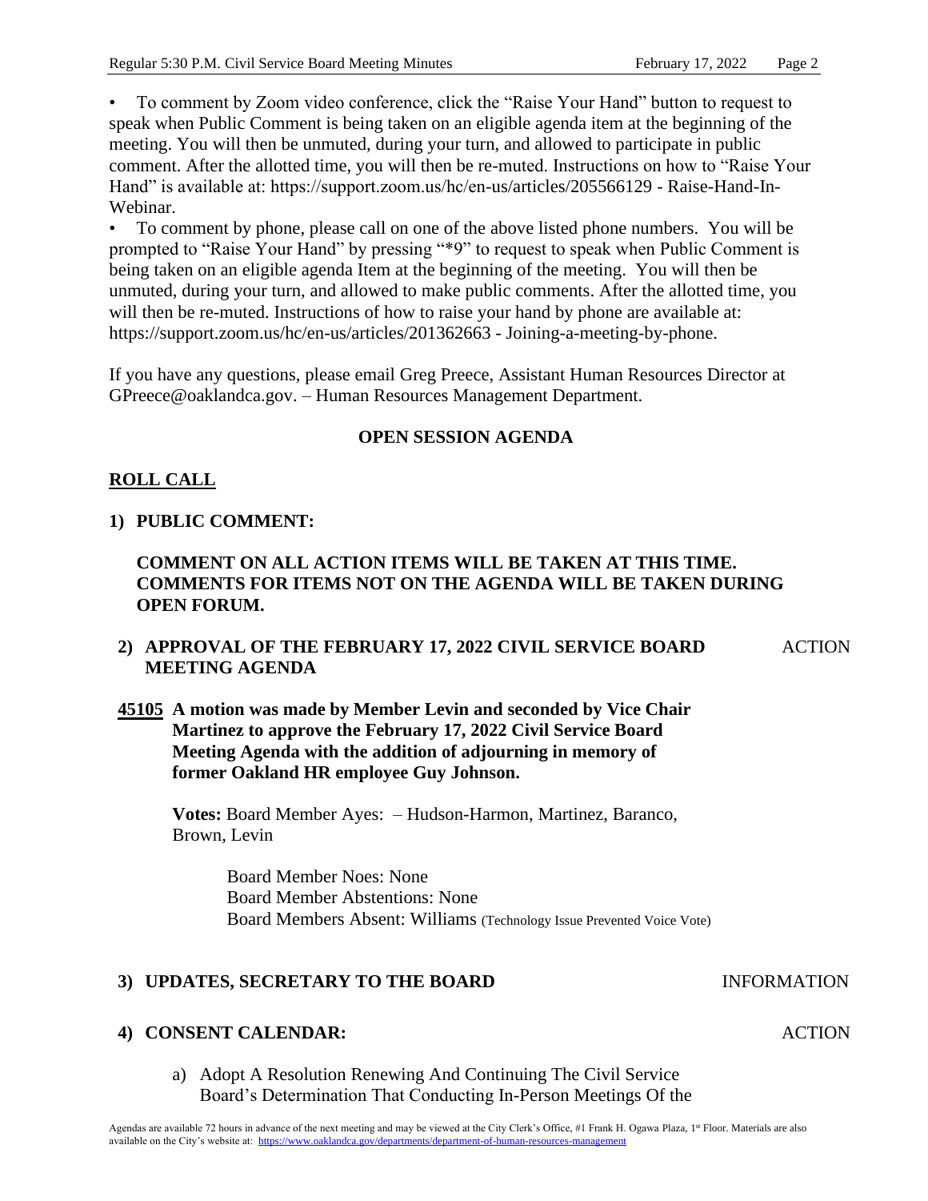• To comment by Zoom video conference, click the "Raise Your Hand" button to request to speak when Public Comment is being taken on an eligible agenda item at the beginning of the meeting. You will then be unmuted, during your turn, and allowed to participate in public comment. After the allotted time, you will then be re-muted. Instructions on how to "Raise Your Hand" is available at: https://support.zoom.us/hc/en-us/articles/205566129 - Raise-Hand-In-Webinar.

• To comment by phone, please call on one of the above listed phone numbers. You will be prompted to "Raise Your Hand" by pressing "*9" to request to speak when Public Comment is being taken on an eligible agenda Item at the beginning of the meeting. You will then be unmuted, during your turn, and allowed to make public comments. After the allotted time, you will then be re-muted. Instructions of how to raise your hand by phone are available at: https://support.zoom.us/hc/en-us/articles/201362663 - Joining-a-meeting-by-phone.

If you have any questions, please email Greg Preece, Assistant Human Resources Director at GPreece@oaklandca.gov. – Human Resources Management Department.

**OPEN SESSION AGENDA**

**ROLL CALL**

**1) PUBLIC COMMENT:**

**COMMENT ON ALL ACTION ITEMS WILL BE TAKEN AT THIS TIME. COMMENTS FOR ITEMS NOT ON THE AGENDA WILL BE TAKEN DURING OPEN FORUM.**

**2) APPROVAL OF THE FEBRUARY 17, 2022 CIVIL SERVICE BOARD MEETING AGENDA** — ACTION

**45105 A motion was made by Member Levin and seconded by Vice Chair Martinez to approve the February 17, 2022 Civil Service Board Meeting Agenda with the addition of adjourning in memory of former Oakland HR employee Guy Johnson.**

**Votes:** Board Member Ayes: – Hudson-Harmon, Martinez, Baranco, Brown, Levin

Board Member Noes: None
Board Member Abstentions: None
Board Members Absent: Williams (Technology Issue Prevented Voice Vote)

**3) UPDATES, SECRETARY TO THE BOARD** — INFORMATION

**4) CONSENT CALENDAR:** — ACTION

a) Adopt A Resolution Renewing And Continuing The Civil Service Board's Determination That Conducting In-Person Meetings Of the

Agendas are available 72 hours in advance of the next meeting and may be viewed at the City Clerk's Office, #1 Frank H. Ogawa Plaza, 1st Floor. Materials are also available on the City's website at: https://www.oaklandca.gov/departments/department-of-human-resources-management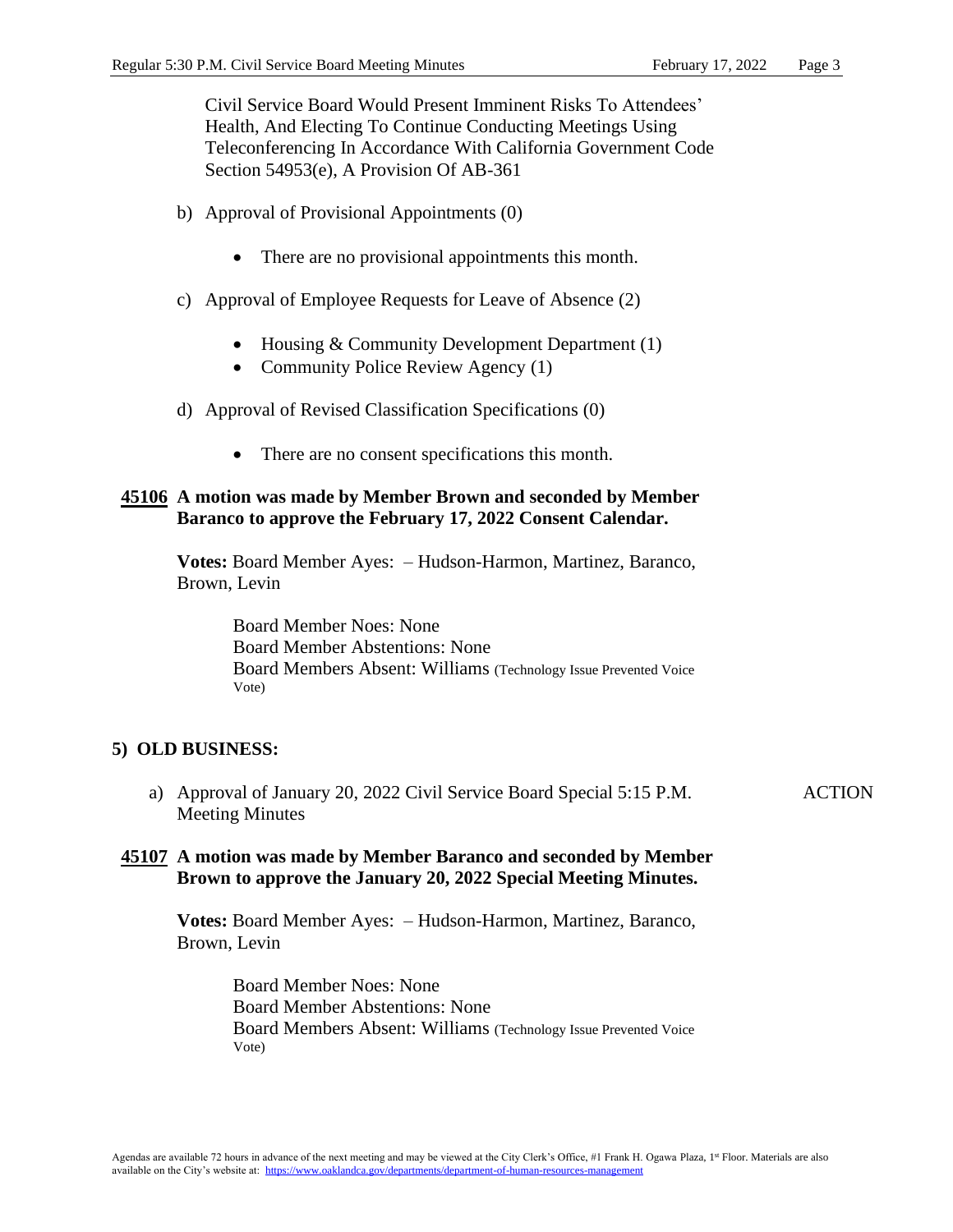Civil Service Board Would Present Imminent Risks To Attendees' Health, And Electing To Continue Conducting Meetings Using Teleconferencing In Accordance With California Government Code Section 54953(e), A Provision Of AB-361

b) Approval of Provisional Appointments (0)

- There are no provisional appointments this month.

c) Approval of Employee Requests for Leave of Absence (2)

- Housing & Community Development Department (1)
- Community Police Review Agency (1)

d) Approval of Revised Classification Specifications (0)

- There are no consent specifications this month.

**45106 A motion was made by Member Brown and seconded by Member Baranco to approve the February 17, 2022 Consent Calendar.**

**Votes:** Board Member Ayes: – Hudson-Harmon, Martinez, Baranco, Brown, Levin

Board Member Noes: None
Board Member Abstentions: None
Board Members Absent: Williams (Technology Issue Prevented Voice Vote)

## 5) OLD BUSINESS:

a) Approval of January 20, 2022 Civil Service Board Special 5:15 P.M. Meeting Minutes — ACTION

**45107 A motion was made by Member Baranco and seconded by Member Brown to approve the January 20, 2022 Special Meeting Minutes.**

**Votes:** Board Member Ayes: – Hudson-Harmon, Martinez, Baranco, Brown, Levin

Board Member Noes: None
Board Member Abstentions: None
Board Members Absent: Williams (Technology Issue Prevented Voice Vote)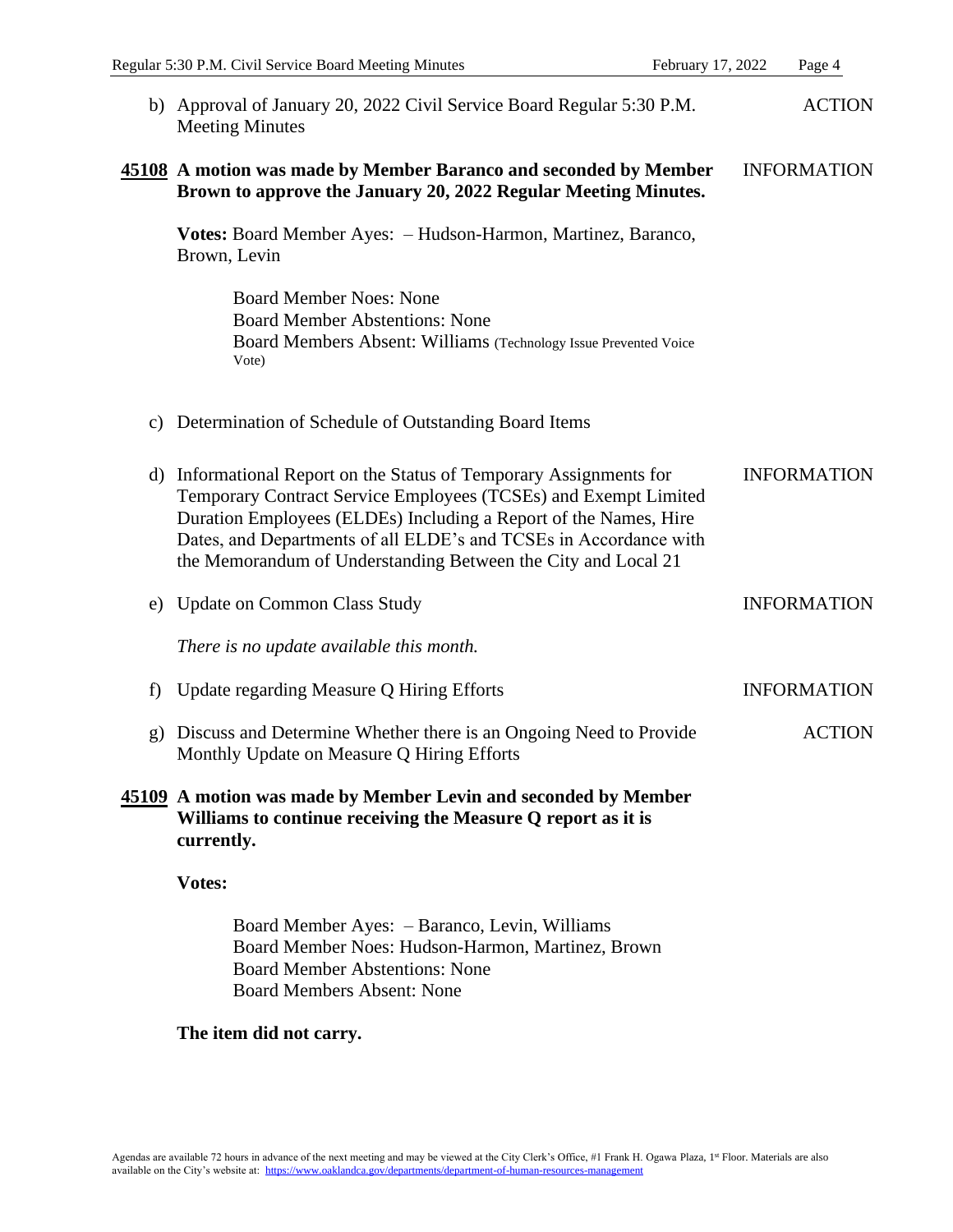b) Approval of January 20, 2022 Civil Service Board Regular 5:30 P.M. Meeting Minutes — ACTION

**45108 A motion was made by Member Baranco and seconded by Member Brown to approve the January 20, 2022 Regular Meeting Minutes.** — INFORMATION

**Votes:** Board Member Ayes: – Hudson-Harmon, Martinez, Baranco, Brown, Levin

Board Member Noes: None
Board Member Abstentions: None
Board Members Absent: Williams (Technology Issue Prevented Voice Vote)

c) Determination of Schedule of Outstanding Board Items

d) Informational Report on the Status of Temporary Assignments for Temporary Contract Service Employees (TCSEs) and Exempt Limited Duration Employees (ELDEs) Including a Report of the Names, Hire Dates, and Departments of all ELDE's and TCSEs in Accordance with the Memorandum of Understanding Between the City and Local 21 — INFORMATION

e) Update on Common Class Study — INFORMATION

*There is no update available this month.*

f) Update regarding Measure Q Hiring Efforts — INFORMATION

g) Discuss and Determine Whether there is an Ongoing Need to Provide Monthly Update on Measure Q Hiring Efforts — ACTION

**45109 A motion was made by Member Levin and seconded by Member Williams to continue receiving the Measure Q report as it is currently.**

**Votes:**

Board Member Ayes: – Baranco, Levin, Williams
Board Member Noes: Hudson-Harmon, Martinez, Brown
Board Member Abstentions: None
Board Members Absent: None

**The item did not carry.**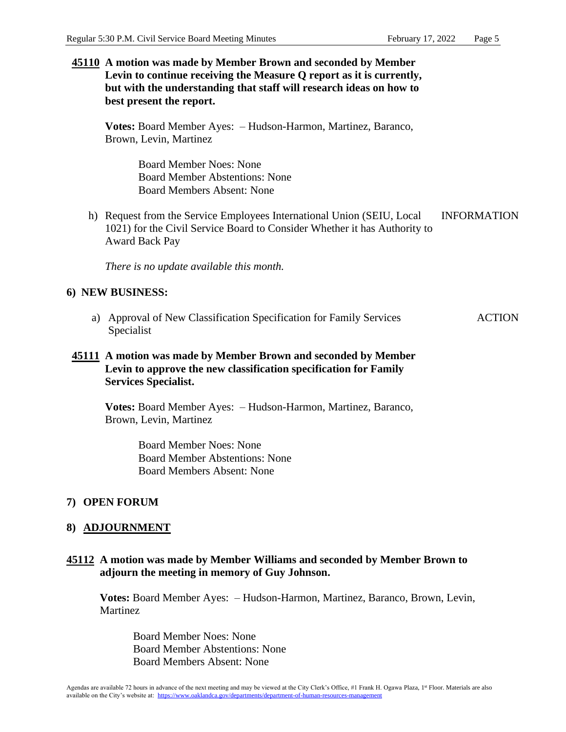**45110** **A motion was made by Member Brown and seconded by Member Levin to continue receiving the Measure Q report as it is currently, but with the understanding that staff will research ideas on how to best present the report.**

**Votes:** Board Member Ayes: – Hudson-Harmon, Martinez, Baranco, Brown, Levin, Martinez

Board Member Noes: None
Board Member Abstentions: None
Board Members Absent: None

h) Request from the Service Employees International Union (SEIU, Local 1021) for the Civil Service Board to Consider Whether it has Authority to Award Back Pay — INFORMATION

*There is no update available this month.*

## 6) NEW BUSINESS:

a) Approval of New Classification Specification for Family Services Specialist — ACTION

**45111** **A motion was made by Member Brown and seconded by Member Levin to approve the new classification specification for Family Services Specialist.**

**Votes:** Board Member Ayes: – Hudson-Harmon, Martinez, Baranco, Brown, Levin, Martinez

Board Member Noes: None
Board Member Abstentions: None
Board Members Absent: None

## 7) OPEN FORUM

## 8) ADJOURNMENT

**45112** **A motion was made by Member Williams and seconded by Member Brown to adjourn the meeting in memory of Guy Johnson.**

**Votes:** Board Member Ayes: – Hudson-Harmon, Martinez, Baranco, Brown, Levin, Martinez

Board Member Noes: None
Board Member Abstentions: None
Board Members Absent: None

Agendas are available 72 hours in advance of the next meeting and may be viewed at the City Clerk's Office, #1 Frank H. Ogawa Plaza, 1st Floor. Materials are also available on the City's website at: https://www.oaklandca.gov/departments/department-of-human-resources-management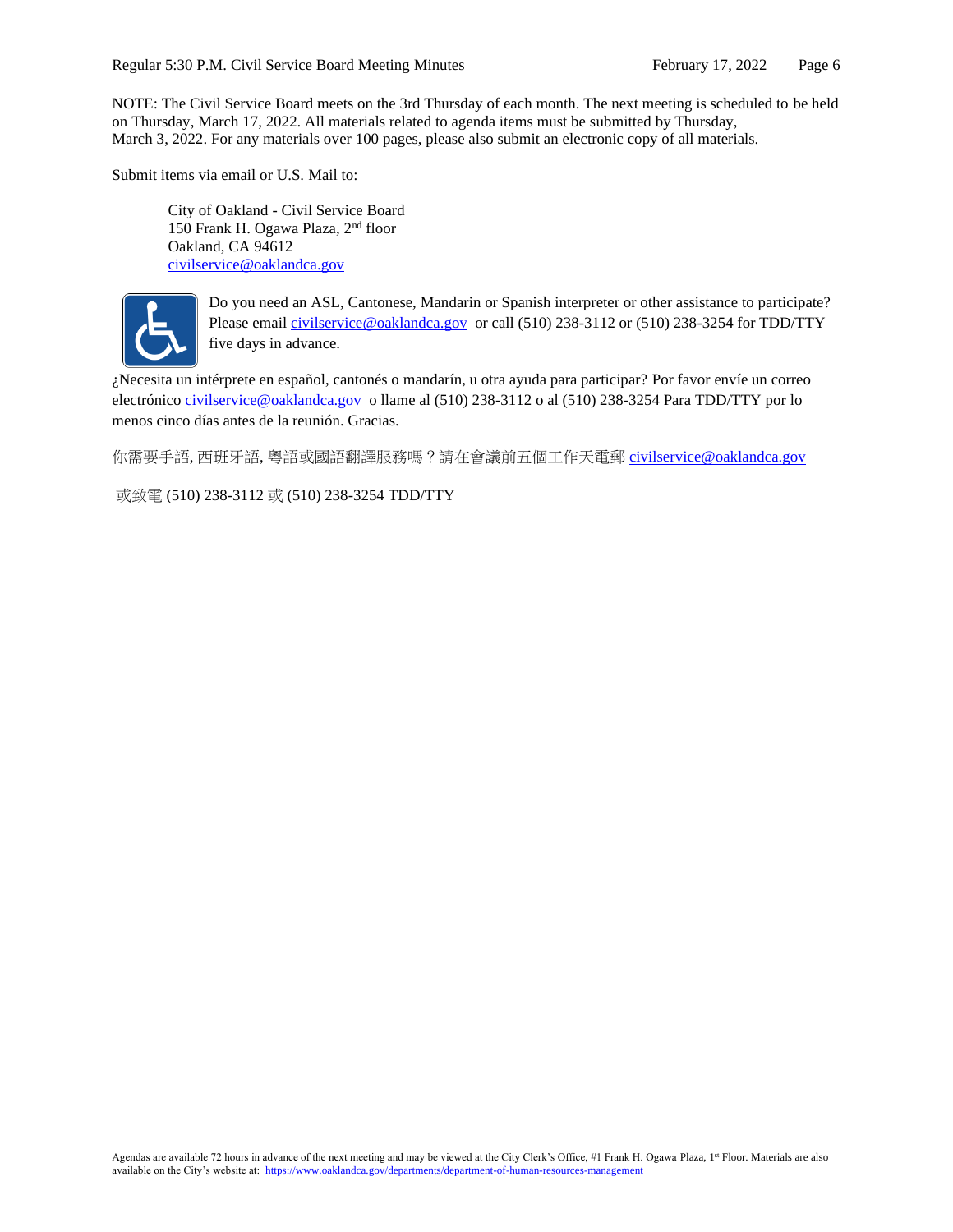NOTE: The Civil Service Board meets on the 3rd Thursday of each month. The next meeting is scheduled to be held on Thursday, March 17, 2022. All materials related to agenda items must be submitted by Thursday, March 3, 2022. For any materials over 100 pages, please also submit an electronic copy of all materials.

Submit items via email or U.S. Mail to:

City of Oakland - Civil Service Board
150 Frank H. Ogawa Plaza, 2nd floor
Oakland, CA 94612
civilservice@oaklandca.gov

Do you need an ASL, Cantonese, Mandarin or Spanish interpreter or other assistance to participate? Please email civilservice@oaklandca.gov or call (510) 238-3112 or (510) 238-3254 for TDD/TTY five days in advance.

¿Necesita un intérprete en español, cantonés o mandarín, u otra ayuda para participar? Por favor envíe un correo electrónico civilservice@oaklandca.gov o llame al (510) 238-3112 o al (510) 238-3254 Para TDD/TTY por lo menos cinco días antes de la reunión. Gracias.

你需要手語, 西班牙語, 粵語或國語翻譯服務嗎？請在會議前五個工作天電郵 civilservice@oaklandca.gov

或致電 (510) 238-3112 或 (510) 238-3254 TDD/TTY

Agendas are available 72 hours in advance of the next meeting and may be viewed at the City Clerk's Office, #1 Frank H. Ogawa Plaza, 1st Floor. Materials are also available on the City's website at: https://www.oaklandca.gov/departments/department-of-human-resources-management